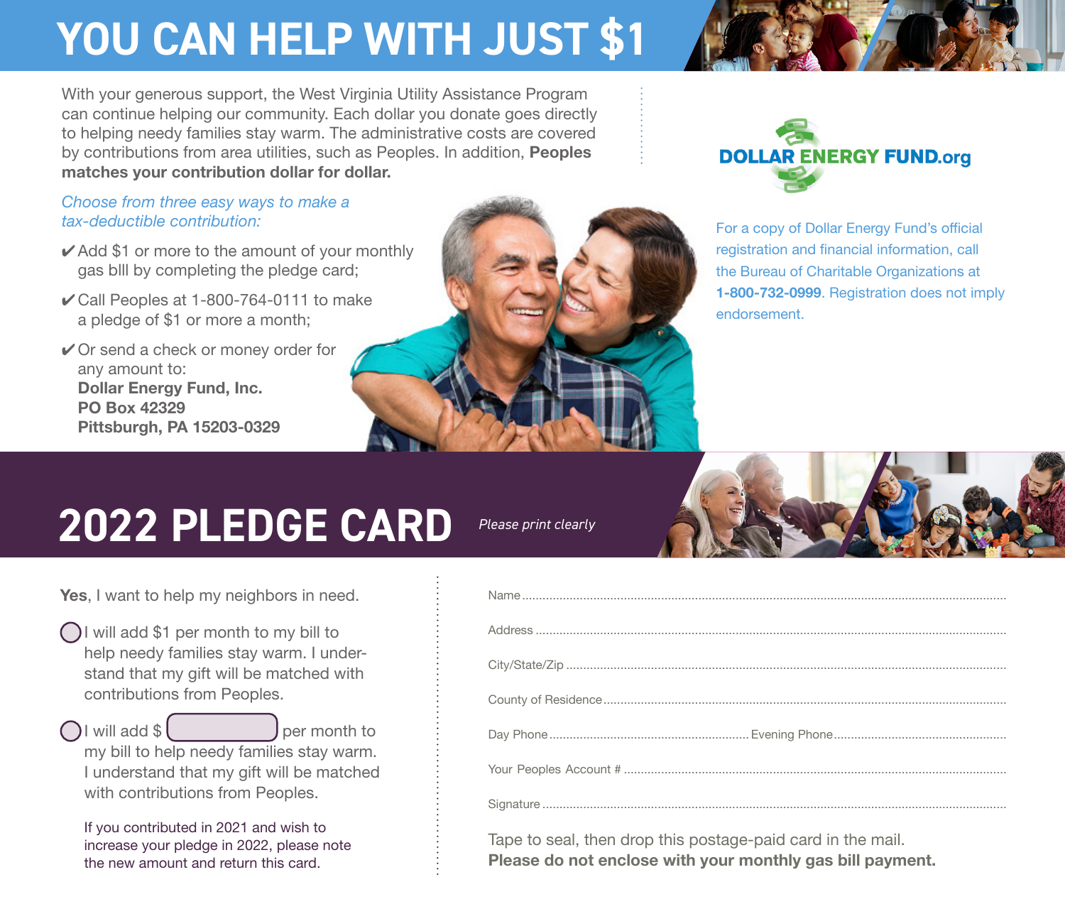# YOU CAN HELP WITH JUST $1

With your generous support, the West Virginia Utility Assistance Program can continue helping our community. Each dollar you donate goes directly to helping needy families stay warm. The administrative costs are covered by contributions from area utilities, such as Peoples. In addition, **Peoples matches your contribution dollar for dollar.**

*Choose from three easy ways to make a tax-deductible contribution:*

- ✔ Add $1 or more to the amount of your monthly gas blll by completing the pledge card;
- ✔ Call Peoples at 1-800-764-0111 to make a pledge of $1 or more a month;
- ✔ Or send a check or money order for any amount to:
  **Dollar Energy Fund, Inc.**
  **PO Box 42329**
  **Pittsburgh, PA 15203-0329**

DOLLAR ENERGY FUND.org

For a copy of Dollar Energy Fund's official registration and financial information, call the Bureau of Charitable Organizations at **1-800-732-0999**. Registration does not imply endorsement.

# 2022 PLEDGE CARD

*Please print clearly*

**Yes**, I want to help my neighbors in need.

- ◯ I will add $1 per month to my bill to help needy families stay warm. I understand that my gift will be matched with contributions from Peoples.
- ◯ I will add $ ______ per month to my bill to help needy families stay warm. I understand that my gift will be matched with contributions from Peoples.

If you contributed in 2021 and wish to increase your pledge in 2022, please note the new amount and return this card.

Name ..............................................

Address ..............................................

City/State/Zip ..............................................

County of Residence ..............................................

Day Phone .................... Evening Phone ....................

Your Peoples Account # ..............................................

Signature ..............................................

Tape to seal, then drop this postage-paid card in the mail.
**Please do not enclose with your monthly gas bill payment.**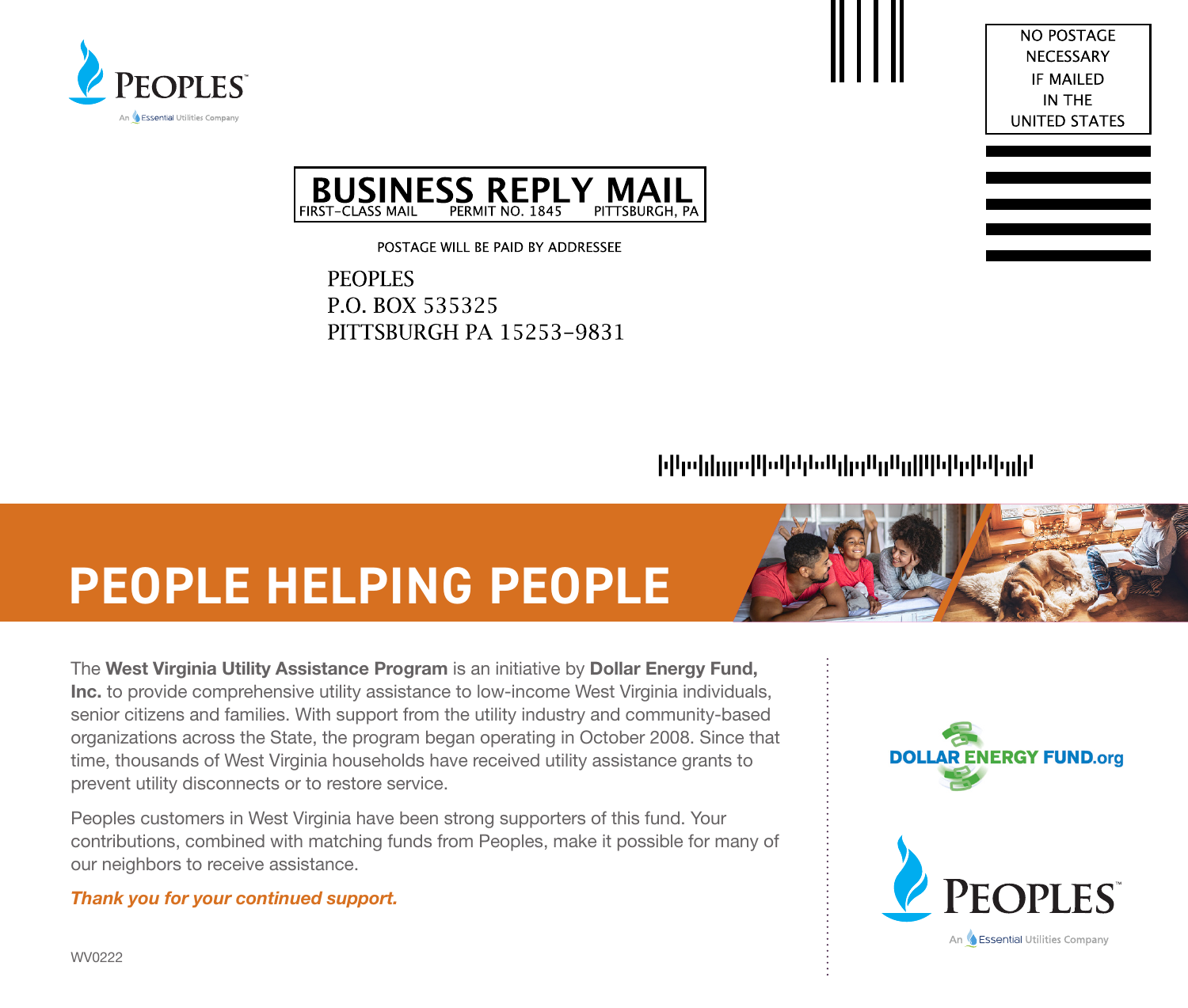PEOPLES
An Essential Utilities Company

NO POSTAGE NECESSARY IF MAILED IN THE UNITED STATES

**BUSINESS REPLY MAIL**
FIRST-CLASS MAIL PERMIT NO. 1845 PITTSBURGH, PA

POSTAGE WILL BE PAID BY ADDRESSEE

PEOPLES
P.O. BOX 535325
PITTSBURGH PA 15253-9831

# PEOPLE HELPING PEOPLE

The **West Virginia Utility Assistance Program** is an initiative by **Dollar Energy Fund, Inc.** to provide comprehensive utility assistance to low-income West Virginia individuals, senior citizens and families. With support from the utility industry and community-based organizations across the State, the program began operating in October 2008. Since that time, thousands of West Virginia households have received utility assistance grants to prevent utility disconnects or to restore service.

Peoples customers in West Virginia have been strong supporters of this fund. Your contributions, combined with matching funds from Peoples, make it possible for many of our neighbors to receive assistance.

***Thank you for your continued support.***

DOLLAR ENERGY FUND.org

PEOPLES
An Essential Utilities Company

WV0222